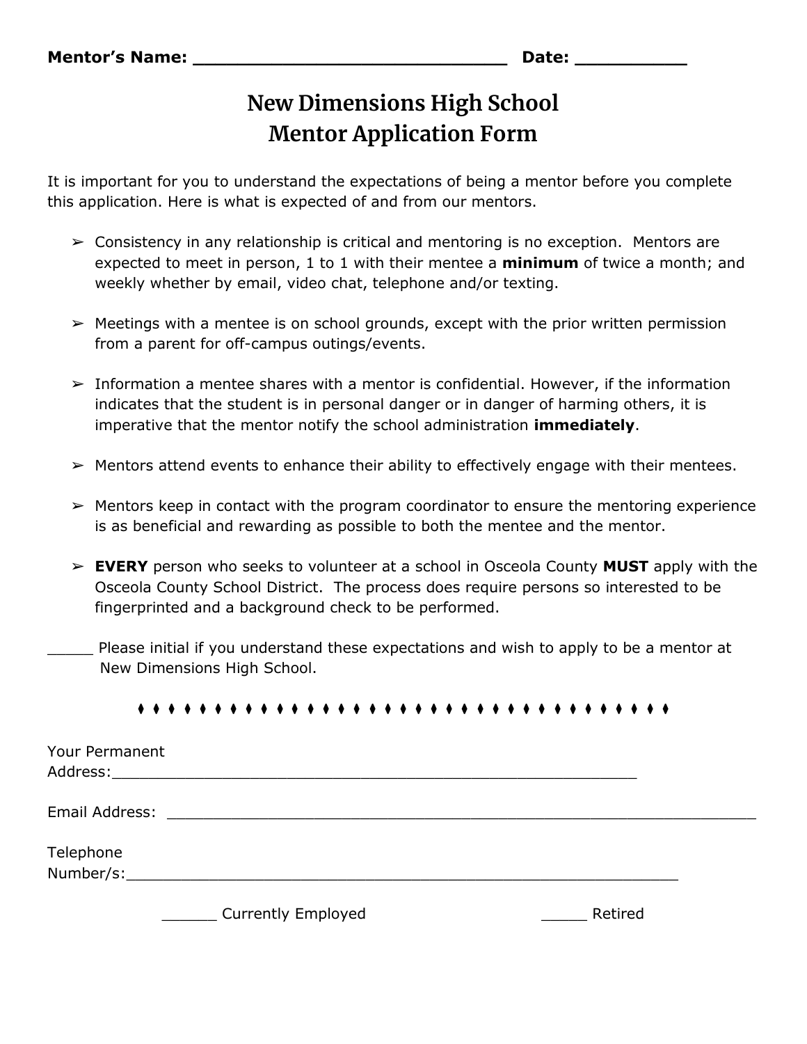**Mentor's Name:** ______________________________ **Date:** __________

# New Dimensions High School
# Mentor Application Form

It is important for you to understand the expectations of being a mentor before you complete this application. Here is what is expected of and from our mentors.

- ➢ Consistency in any relationship is critical and mentoring is no exception. Mentors are expected to meet in person, 1 to 1 with their mentee a **minimum** of twice a month; and weekly whether by email, video chat, telephone and/or texting.
- ➢ Meetings with a mentee is on school grounds, except with the prior written permission from a parent for off-campus outings/events.
- ➢ Information a mentee shares with a mentor is confidential. However, if the information indicates that the student is in personal danger or in danger of harming others, it is imperative that the mentor notify the school administration **immediately**.
- ➢ Mentors attend events to enhance their ability to effectively engage with their mentees.
- ➢ Mentors keep in contact with the program coordinator to ensure the mentoring experience is as beneficial and rewarding as possible to both the mentee and the mentor.
- ➢ **EVERY** person who seeks to volunteer at a school in Osceola County **MUST** apply with the Osceola County School District. The process does require persons so interested to be fingerprinted and a background check to be performed.

_____ Please initial if you understand these expectations and wish to apply to be a mentor at New Dimensions High School.

♦ ♦ ♦ ♦ ♦ ♦ ♦ ♦ ♦ ♦ ♦ ♦ ♦ ♦ ♦ ♦ ♦ ♦ ♦ ♦ ♦ ♦ ♦ ♦ ♦ ♦ ♦ ♦ ♦ ♦ ♦ ♦ ♦ ♦ ♦

Your Permanent Address:_________________________________________________________

Email Address: _________________________________________________________________

Telephone Number/s:____________________________________________________________

______ Currently Employed _____ Retired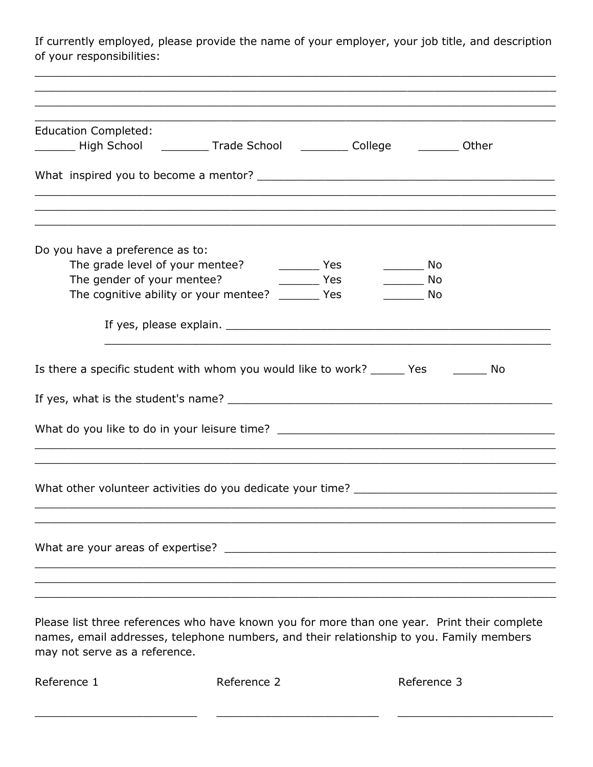If currently employed, please provide the name of your employer, your job title, and description of your responsibilities:

______________________________________________________________________________
______________________________________________________________________________
______________________________________________________________________________
______________________________________________________________________________

Education Completed:
______ High School _______ Trade School _______ College ______ Other

What inspired you to become a mentor? _______________________________________________
______________________________________________________________________________
______________________________________________________________________________
______________________________________________________________________________

Do you have a preference as to:

- The grade level of your mentee? ______ Yes ______ No
- The gender of your mentee? ______ Yes ______ No
- The cognitive ability or your mentee? ______ Yes ______ No

If yes, please explain. ____________________________________________________
__________________________________________________________________

Is there a specific student with whom you would like to work? _____ Yes _____ No

If yes, what is the student's name? __________________________________________________

What do you like to do in your leisure time? ___________________________________________
______________________________________________________________________________
______________________________________________________________________________

What other volunteer activities do you dedicate your time? ______________________________
______________________________________________________________________________
______________________________________________________________________________

What are your areas of expertise? ____________________________________________________
______________________________________________________________________________
______________________________________________________________________________
______________________________________________________________________________

Please list three references who have known you for more than one year. Print their complete names, email addresses, telephone numbers, and their relationship to you. Family members may not serve as a reference.

| Reference 1 | Reference 2 | Reference 3 |
|---|---|---|
| ________________________ | ________________________ | ________________________ |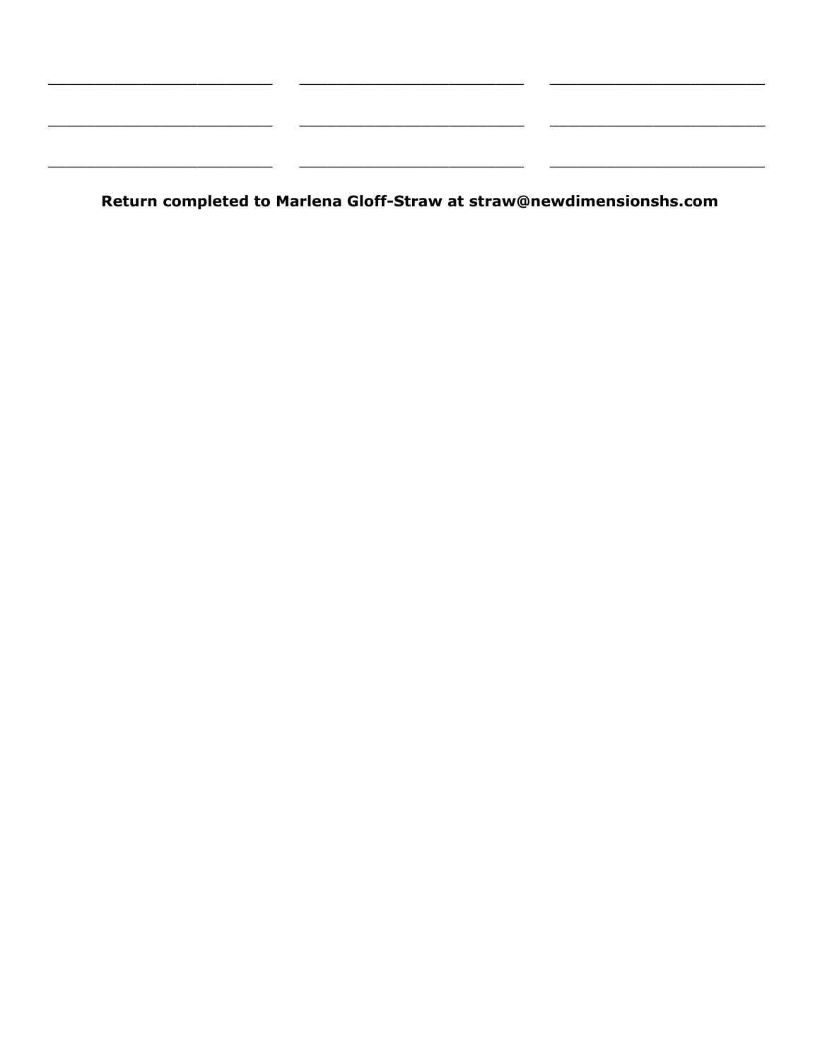_________________________ _________________________ ________________________

_________________________ _________________________ ________________________

_________________________ _________________________ ________________________

**Return completed to Marlena Gloff-Straw at straw@newdimensionshs.com**